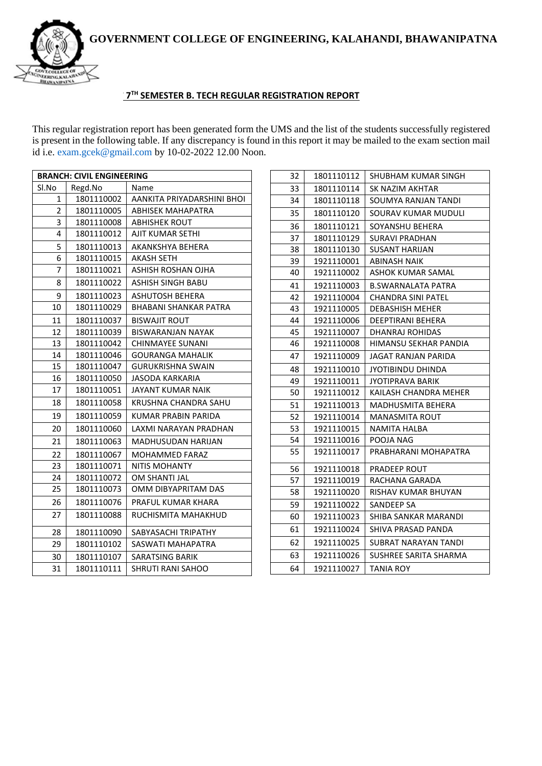# GOVERNMENT COLLEGE OF ENGINEERING, KALAHANDI, BHAWANIPATNA

## 7TH SEMESTER B. TECH REGULAR REGISTRATION REPORT

This regular registration report has been generated form the UMS and the list of the students successfully registered is present in the following table. If any discrepancy is found in this report it may be mailed to the exam section mail id i.e. exam.gcek@gmail.com by 10-02-2022 12.00 Noon.

**BRANCH: CIVIL ENGINEERING**

| Sl.No | Regd.No | Name |
|---|---|---|
| 1 | 1801110002 | AANKITA PRIYADARSHINI BHOI |
| 2 | 1801110005 | ABHISEK MAHAPATRA |
| 3 | 1801110008 | ABHISHEK ROUT |
| 4 | 1801110012 | AJIT KUMAR SETHI |
| 5 | 1801110013 | AKANKSHYA BEHERA |
| 6 | 1801110015 | AKASH SETH |
| 7 | 1801110021 | ASHISH ROSHAN OJHA |
| 8 | 1801110022 | ASHISH SINGH BABU |
| 9 | 1801110023 | ASHUTOSH BEHERA |
| 10 | 1801110029 | BHABANI SHANKAR PATRA |
| 11 | 1801110037 | BISWAJIT ROUT |
| 12 | 1801110039 | BISWARANJAN NAYAK |
| 13 | 1801110042 | CHINMAYEE SUNANI |
| 14 | 1801110046 | GOURANGA MAHALIK |
| 15 | 1801110047 | GURUKRISHNA SWAIN |
| 16 | 1801110050 | JASODA KARKARIA |
| 17 | 1801110051 | JAYANT KUMAR NAIK |
| 18 | 1801110058 | KRUSHNA CHANDRA SAHU |
| 19 | 1801110059 | KUMAR PRABIN PARIDA |
| 20 | 1801110060 | LAXMI NARAYAN PRADHAN |
| 21 | 1801110063 | MADHUSUDAN HARIJAN |
| 22 | 1801110067 | MOHAMMED FARAZ |
| 23 | 1801110071 | NITIS MOHANTY |
| 24 | 1801110072 | OM SHANTI JAL |
| 25 | 1801110073 | OMM DIBYAPRITAM DAS |
| 26 | 1801110076 | PRAFUL KUMAR KHARA |
| 27 | 1801110088 | RUCHISMITA MAHAKHUD |
| 28 | 1801110090 | SABYASACHI TRIPATHY |
| 29 | 1801110102 | SASWATI MAHAPATRA |
| 30 | 1801110107 | SARATSING BARIK |
| 31 | 1801110111 | SHRUTI RANI SAHOO |
| 32 | 1801110112 | SHUBHAM KUMAR SINGH |
| 33 | 1801110114 | SK NAZIM AKHTAR |
| 34 | 1801110118 | SOUMYA RANJAN TANDI |
| 35 | 1801110120 | SOURAV KUMAR MUDULI |
| 36 | 1801110121 | SOYANSHU BEHERA |
| 37 | 1801110129 | SURAVI PRADHAN |
| 38 | 1801110130 | SUSANT HARIJAN |
| 39 | 1921110001 | ABINASH NAIK |
| 40 | 1921110002 | ASHOK KUMAR SAMAL |
| 41 | 1921110003 | B.SWARNALATA PATRA |
| 42 | 1921110004 | CHANDRA SINI PATEL |
| 43 | 1921110005 | DEBASHISH MEHER |
| 44 | 1921110006 | DEEPTIRANI BEHERA |
| 45 | 1921110007 | DHANRAJ ROHIDAS |
| 46 | 1921110008 | HIMANSU SEKHAR PANDIA |
| 47 | 1921110009 | JAGAT RANJAN PARIDA |
| 48 | 1921110010 | JYOTIBINDU DHINDA |
| 49 | 1921110011 | JYOTIPRAVA BARIK |
| 50 | 1921110012 | KAILASH CHANDRA MEHER |
| 51 | 1921110013 | MADHUSMITA BEHERA |
| 52 | 1921110014 | MANASMITA ROUT |
| 53 | 1921110015 | NAMITA HALBA |
| 54 | 1921110016 | POOJA NAG |
| 55 | 1921110017 | PRABHARANI MOHAPATRA |
| 56 | 1921110018 | PRADEEP ROUT |
| 57 | 1921110019 | RACHANA GARADA |
| 58 | 1921110020 | RISHAV KUMAR BHUYAN |
| 59 | 1921110022 | SANDEEP SA |
| 60 | 1921110023 | SHIBA SANKAR MARANDI |
| 61 | 1921110024 | SHIVA PRASAD PANDA |
| 62 | 1921110025 | SUBRAT NARAYAN TANDI |
| 63 | 1921110026 | SUSHREE SARITA SHARMA |
| 64 | 1921110027 | TANIA ROY |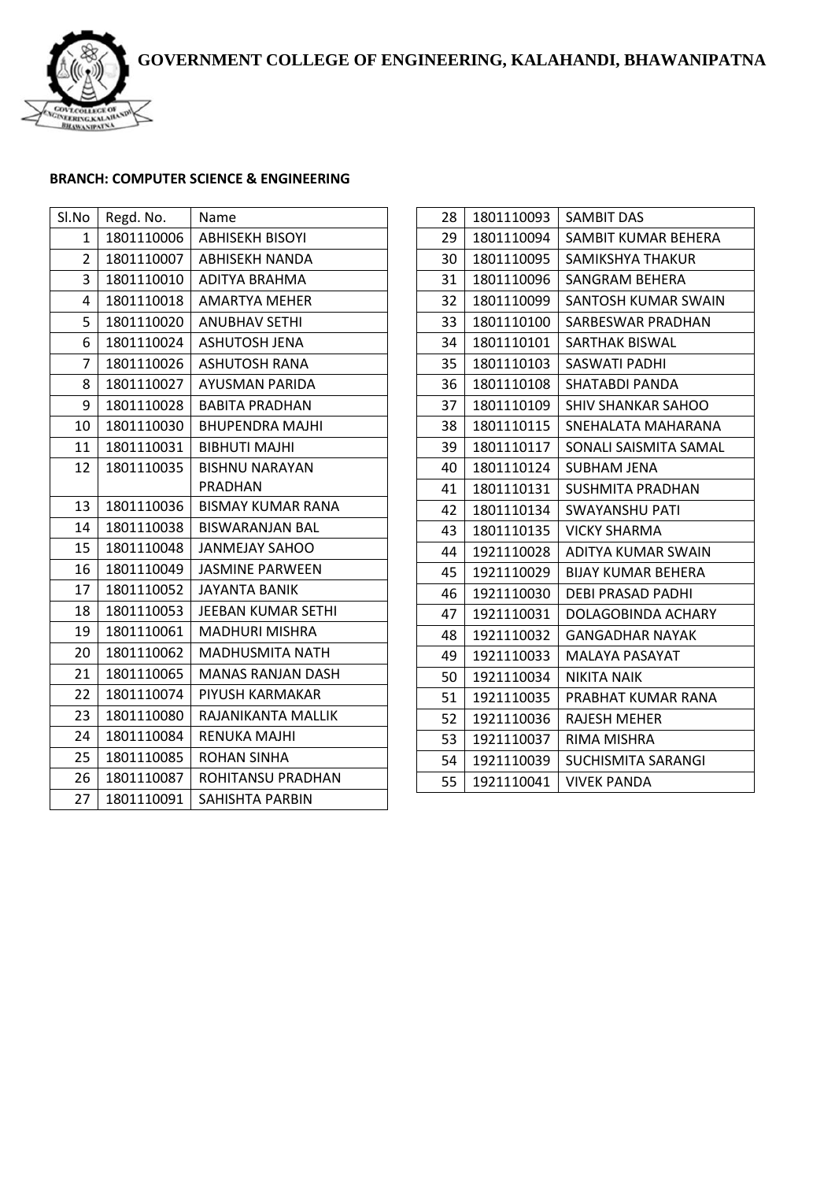# GOVERNMENT COLLEGE OF ENGINEERING, KALAHANDI, BHAWANIPATNA

**BRANCH: COMPUTER SCIENCE & ENGINEERING**

| Sl.No | Regd. No. | Name |
|---|---|---|
| 1 | 1801110006 | ABHISEKH BISOYI |
| 2 | 1801110007 | ABHISEKH NANDA |
| 3 | 1801110010 | ADITYA BRAHMA |
| 4 | 1801110018 | AMARTYA MEHER |
| 5 | 1801110020 | ANUBHAV SETHI |
| 6 | 1801110024 | ASHUTOSH JENA |
| 7 | 1801110026 | ASHUTOSH RANA |
| 8 | 1801110027 | AYUSMAN PARIDA |
| 9 | 1801110028 | BABITA PRADHAN |
| 10 | 1801110030 | BHUPENDRA MAJHI |
| 11 | 1801110031 | BIBHUTI MAJHI |
| 12 | 1801110035 | BISHNU NARAYAN PRADHAN |
| 13 | 1801110036 | BISMAY KUMAR RANA |
| 14 | 1801110038 | BISWARANJAN BAL |
| 15 | 1801110048 | JANMEJAY SAHOO |
| 16 | 1801110049 | JASMINE PARWEEN |
| 17 | 1801110052 | JAYANTA BANIK |
| 18 | 1801110053 | JEEBAN KUMAR SETHI |
| 19 | 1801110061 | MADHURI MISHRA |
| 20 | 1801110062 | MADHUSMITA NATH |
| 21 | 1801110065 | MANAS RANJAN DASH |
| 22 | 1801110074 | PIYUSH KARMAKAR |
| 23 | 1801110080 | RAJANIKANTA MALLIK |
| 24 | 1801110084 | RENUKA MAJHI |
| 25 | 1801110085 | ROHAN SINHA |
| 26 | 1801110087 | ROHITANSU PRADHAN |
| 27 | 1801110091 | SAHISHTA PARBIN |
| 28 | 1801110093 | SAMBIT DAS |
| 29 | 1801110094 | SAMBIT KUMAR BEHERA |
| 30 | 1801110095 | SAMIKSHYA THAKUR |
| 31 | 1801110096 | SANGRAM BEHERA |
| 32 | 1801110099 | SANTOSH KUMAR SWAIN |
| 33 | 1801110100 | SARBESWAR PRADHAN |
| 34 | 1801110101 | SARTHAK BISWAL |
| 35 | 1801110103 | SASWATI PADHI |
| 36 | 1801110108 | SHATABDI PANDA |
| 37 | 1801110109 | SHIV SHANKAR SAHOO |
| 38 | 1801110115 | SNEHALATA MAHARANA |
| 39 | 1801110117 | SONALI SAISMITA SAMAL |
| 40 | 1801110124 | SUBHAM JENA |
| 41 | 1801110131 | SUSHMITA PRADHAN |
| 42 | 1801110134 | SWAYANSHU PATI |
| 43 | 1801110135 | VICKY SHARMA |
| 44 | 1921110028 | ADITYA KUMAR SWAIN |
| 45 | 1921110029 | BIJAY KUMAR BEHERA |
| 46 | 1921110030 | DEBI PRASAD PADHI |
| 47 | 1921110031 | DOLAGOBINDA ACHARY |
| 48 | 1921110032 | GANGADHAR NAYAK |
| 49 | 1921110033 | MALAYA PASAYAT |
| 50 | 1921110034 | NIKITA NAIK |
| 51 | 1921110035 | PRABHAT KUMAR RANA |
| 52 | 1921110036 | RAJESH MEHER |
| 53 | 1921110037 | RIMA MISHRA |
| 54 | 1921110039 | SUCHISMITA SARANGI |
| 55 | 1921110041 | VIVEK PANDA |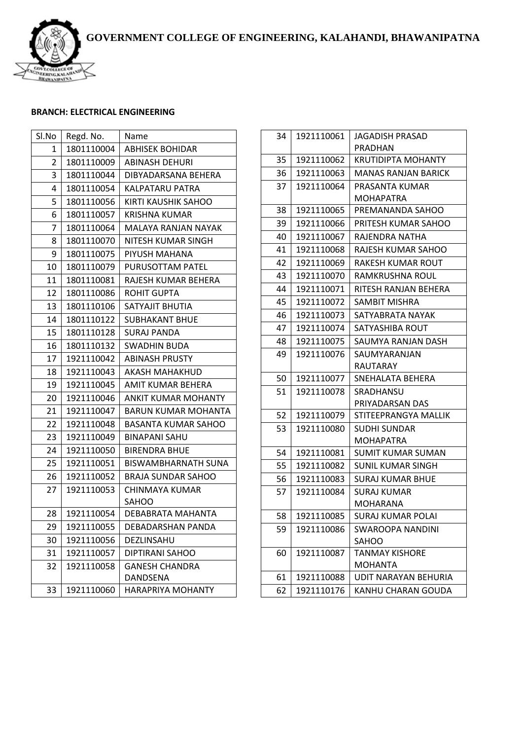**GOVERNMENT COLLEGE OF ENGINEERING, KALAHANDI, BHAWANIPATNA**

**BRANCH: ELECTRICAL ENGINEERING**

| Sl.No | Regd. No. | Name |
|---|---|---|
| 1 | 1801110004 | ABHISEK BOHIDAR |
| 2 | 1801110009 | ABINASH DEHURI |
| 3 | 1801110044 | DIBYADARSANA BEHERA |
| 4 | 1801110054 | KALPATARU PATRA |
| 5 | 1801110056 | KIRTI KAUSHIK SAHOO |
| 6 | 1801110057 | KRISHNA KUMAR |
| 7 | 1801110064 | MALAYA RANJAN NAYAK |
| 8 | 1801110070 | NITESH KUMAR SINGH |
| 9 | 1801110075 | PIYUSH MAHANA |
| 10 | 1801110079 | PURUSOTTAM PATEL |
| 11 | 1801110081 | RAJESH KUMAR BEHERA |
| 12 | 1801110086 | ROHIT GUPTA |
| 13 | 1801110106 | SATYAJIT BHUTIA |
| 14 | 1801110122 | SUBHAKANT BHUE |
| 15 | 1801110128 | SURAJ PANDA |
| 16 | 1801110132 | SWADHIN BUDA |
| 17 | 1921110042 | ABINASH PRUSTY |
| 18 | 1921110043 | AKASH MAHAKHUD |
| 19 | 1921110045 | AMIT KUMAR BEHERA |
| 20 | 1921110046 | ANKIT KUMAR MOHANTY |
| 21 | 1921110047 | BARUN KUMAR MOHANTA |
| 22 | 1921110048 | BASANTA KUMAR SAHOO |
| 23 | 1921110049 | BINAPANI SAHU |
| 24 | 1921110050 | BIRENDRA BHUE |
| 25 | 1921110051 | BISWAMBHARNATH SUNA |
| 26 | 1921110052 | BRAJA SUNDAR SAHOO |
| 27 | 1921110053 | CHINMAYA KUMAR SAHOO |
| 28 | 1921110054 | DEBABRATA MAHANTA |
| 29 | 1921110055 | DEBADARSHAN PANDA |
| 30 | 1921110056 | DEZLINSAHU |
| 31 | 1921110057 | DIPTIRANI SAHOO |
| 32 | 1921110058 | GANESH CHANDRA DANDSENA |
| 33 | 1921110060 | HARAPRIYA MOHANTY |
| 34 | 1921110061 | JAGADISH PRASAD PRADHAN |
| 35 | 1921110062 | KRUTIDIPTA MOHANTY |
| 36 | 1921110063 | MANAS RANJAN BARICK |
| 37 | 1921110064 | PRASANTA KUMAR MOHAPATRA |
| 38 | 1921110065 | PREMANANDA SAHOO |
| 39 | 1921110066 | PRITESH KUMAR SAHOO |
| 40 | 1921110067 | RAJENDRA NATHA |
| 41 | 1921110068 | RAJESH KUMAR SAHOO |
| 42 | 1921110069 | RAKESH KUMAR ROUT |
| 43 | 1921110070 | RAMKRUSHNA ROUL |
| 44 | 1921110071 | RITESH RANJAN BEHERA |
| 45 | 1921110072 | SAMBIT MISHRA |
| 46 | 1921110073 | SATYABRATA NAYAK |
| 47 | 1921110074 | SATYASHIBA ROUT |
| 48 | 1921110075 | SAUMYA RANJAN DASH |
| 49 | 1921110076 | SAUMYARANJAN RAUTARAY |
| 50 | 1921110077 | SNEHALATA BEHERA |
| 51 | 1921110078 | SRADHANSU PRIYADARSAN DAS |
| 52 | 1921110079 | STITEEPRANGYA MALLIK |
| 53 | 1921110080 | SUDHI SUNDAR MOHAPATRA |
| 54 | 1921110081 | SUMIT KUMAR SUMAN |
| 55 | 1921110082 | SUNIL KUMAR SINGH |
| 56 | 1921110083 | SURAJ KUMAR BHUE |
| 57 | 1921110084 | SURAJ KUMAR MOHARANA |
| 58 | 1921110085 | SURAJ KUMAR POLAI |
| 59 | 1921110086 | SWAROOPA NANDINI SAHOO |
| 60 | 1921110087 | TANMAY KISHORE MOHANTA |
| 61 | 1921110088 | UDIT NARAYAN BEHURIA |
| 62 | 1921110176 | KANHU CHARAN GOUDA |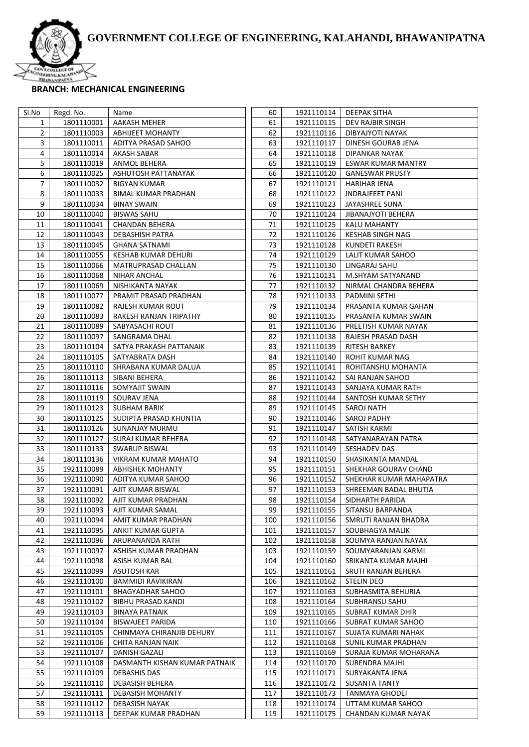# GOVERNMENT COLLEGE OF ENGINEERING, KALAHANDI, BHAWANIPATNA

**BRANCH: MECHANICAL ENGINEERING**

| Sl.No | Regd. No. | Name |
|---|---|---|
| 1 | 1801110001 | AAKASH MEHER |
| 2 | 1801110003 | ABHIJEET MOHANTY |
| 3 | 1801110011 | ADITYA PRASAD SAHOO |
| 4 | 1801110014 | AKASH SABAR |
| 5 | 1801110019 | ANMOL BEHERA |
| 6 | 1801110025 | ASHUTOSH PATTANAYAK |
| 7 | 1801110032 | BIGYAN KUMAR |
| 8 | 1801110033 | BIMAL KUMAR PRADHAN |
| 9 | 1801110034 | BINAY SWAIN |
| 10 | 1801110040 | BISWAS SAHU |
| 11 | 1801110041 | CHANDAN BEHERA |
| 12 | 1801110043 | DEBASHISH PATRA |
| 13 | 1801110045 | GHANA SATNAMI |
| 14 | 1801110055 | KESHAB KUMAR DEHURI |
| 15 | 1801110066 | MATRUPRASAD CHALLAN |
| 16 | 1801110068 | NIHAR ANCHAL |
| 17 | 1801110069 | NISHIKANTA NAYAK |
| 18 | 1801110077 | PRAMIT PRASAD PRADHAN |
| 19 | 1801110082 | RAJESH KUMAR ROUT |
| 20 | 1801110083 | RAKESH RANJAN TRIPATHY |
| 21 | 1801110089 | SABYASACHI ROUT |
| 22 | 1801110097 | SANGRAMA DHAL |
| 23 | 1801110104 | SATYA PRAKASH PATTANAIK |
| 24 | 1801110105 | SATYABRATA DASH |
| 25 | 1801110110 | SHRABANA KUMAR DALUA |
| 26 | 1801110113 | SIBANI BEHERA |
| 27 | 1801110116 | SOMYAJIT SWAIN |
| 28 | 1801110119 | SOURAV JENA |
| 29 | 1801110123 | SUBHAM BARIK |
| 30 | 1801110125 | SUDIPTA PRASAD KHUNTIA |
| 31 | 1801110126 | SUNANJAY MURMU |
| 32 | 1801110127 | SURAJ KUMAR BEHERA |
| 33 | 1801110133 | SWARUP BISWAL |
| 34 | 1801110136 | VIKRAM KUMAR MAHATO |
| 35 | 1921110089 | ABHISHEK MOHANTY |
| 36 | 1921110090 | ADITYA KUMAR SAHOO |
| 37 | 1921110091 | AJIT KUMAR BISWAL |
| 38 | 1921110092 | AJIT KUMAR PRADHAN |
| 39 | 1921110093 | AJIT KUMAR SAMAL |
| 40 | 1921110094 | AMIT KUMAR PRADHAN |
| 41 | 1921110095 | ANKIT KUMAR GUPTA |
| 42 | 1921110096 | ARUPANANDA RATH |
| 43 | 1921110097 | ASHISH KUMAR PRADHAN |
| 44 | 1921110098 | ASISH KUMAR BAL |
| 45 | 1921110099 | ASUTOSH KAR |
| 46 | 1921110100 | BAMMIDI RAVIKIRAN |
| 47 | 1921110101 | BHAGYADHAR SAHOO |
| 48 | 1921110102 | BIBHU PRASAD KANDI |
| 49 | 1921110103 | BINAYA PATNAIK |
| 50 | 1921110104 | BISWAJEET PARIDA |
| 51 | 1921110105 | CHINMAYA CHIRANJIB DEHURY |
| 52 | 1921110106 | CHITA RANJAN NAIK |
| 53 | 1921110107 | DANISH GAZALI |
| 54 | 1921110108 | DASMANTH KISHAN KUMAR PATNAIK |
| 55 | 1921110109 | DEBASHIS DAS |
| 56 | 1921110110 | DEBASISH BEHERA |
| 57 | 1921110111 | DEBASISH MOHANTY |
| 58 | 1921110112 | DEBASISH NAYAK |
| 59 | 1921110113 | DEEPAK KUMAR PRADHAN |
| 60 | 1921110114 | DEEPAK SITHA |
| 61 | 1921110115 | DEV RAJBIR SINGH |
| 62 | 1921110116 | DIBYAJYOTI NAYAK |
| 63 | 1921110117 | DINESH GOURAB JENA |
| 64 | 1921110118 | DIPANKAR NAYAK |
| 65 | 1921110119 | ESWAR KUMAR MANTRY |
| 66 | 1921110120 | GANESWAR PRUSTY |
| 67 | 1921110121 | HARIHAR JENA |
| 68 | 1921110122 | INDRAJEEET PANI |
| 69 | 1921110123 | JAYASHREE SUNA |
| 70 | 1921110124 | JIBANAJYOTI BEHERA |
| 71 | 1921110125 | KALU MAHANTY |
| 72 | 1921110126 | KESHAB SINGH NAG |
| 73 | 1921110128 | KUNDETI RAKESH |
| 74 | 1921110129 | LALIT KUMAR SAHOO |
| 75 | 1921110130 | LINGARAJ SAHU |
| 76 | 1921110131 | M.SHYAM SATYANAND |
| 77 | 1921110132 | NIRMAL CHANDRA BEHERA |
| 78 | 1921110133 | PADMINI SETHI |
| 79 | 1921110134 | PRASANTA KUMAR GAHAN |
| 80 | 1921110135 | PRASANTA KUMAR SWAIN |
| 81 | 1921110136 | PREETISH KUMAR NAYAK |
| 82 | 1921110138 | RAJESH PRASAD DASH |
| 83 | 1921110139 | RITESH BARKEY |
| 84 | 1921110140 | ROHIT KUMAR NAG |
| 85 | 1921110141 | ROHITANSHU MOHANTA |
| 86 | 1921110142 | SAI RANJAN SAHOO |
| 87 | 1921110143 | SANJAYA KUMAR RATH |
| 88 | 1921110144 | SANTOSH KUMAR SETHY |
| 89 | 1921110145 | SAROJ NATH |
| 90 | 1921110146 | SAROJ PADHY |
| 91 | 1921110147 | SATISH KARMI |
| 92 | 1921110148 | SATYANARAYAN PATRA |
| 93 | 1921110149 | SESHADEV DAS |
| 94 | 1921110150 | SHASIKANTA MANDAL |
| 95 | 1921110151 | SHEKHAR GOURAV CHAND |
| 96 | 1921110152 | SHEKHAR KUMAR MAHAPATRA |
| 97 | 1921110153 | SHREEMAN BADAL BHUTIA |
| 98 | 1921110154 | SIDHARTH PARIDA |
| 99 | 1921110155 | SITANSU BARPANDA |
| 100 | 1921110156 | SMRUTI RANJAN BHADRA |
| 101 | 1921110157 | SOUBHAGYA MALIK |
| 102 | 1921110158 | SOUMYA RANJAN NAYAK |
| 103 | 1921110159 | SOUMYARANJAN KARMI |
| 104 | 1921110160 | SRIKANTA KUMAR MAJHI |
| 105 | 1921110161 | SRUTI RANJAN BEHERA |
| 106 | 1921110162 | STELIN DEO |
| 107 | 1921110163 | SUBHASMITA BEHURIA |
| 108 | 1921110164 | SUBHRANSU SAHU |
| 109 | 1921110165 | SUBRAT KUMAR DHIR |
| 110 | 1921110166 | SUBRAT KUMAR SAHOO |
| 111 | 1921110167 | SUJATA KUMARI NAHAK |
| 112 | 1921110168 | SUNIL KUMAR PRADHAN |
| 113 | 1921110169 | SURAJA KUMAR MOHARANA |
| 114 | 1921110170 | SURENDRA MAJHI |
| 115 | 1921110171 | SURYAKANTA JENA |
| 116 | 1921110172 | SUSANTA TANTY |
| 117 | 1921110173 | TANMAYA GHODEI |
| 118 | 1921110174 | UTTAM KUMAR SAHOO |
| 119 | 1921110175 | CHANDAN KUMAR NAYAK |